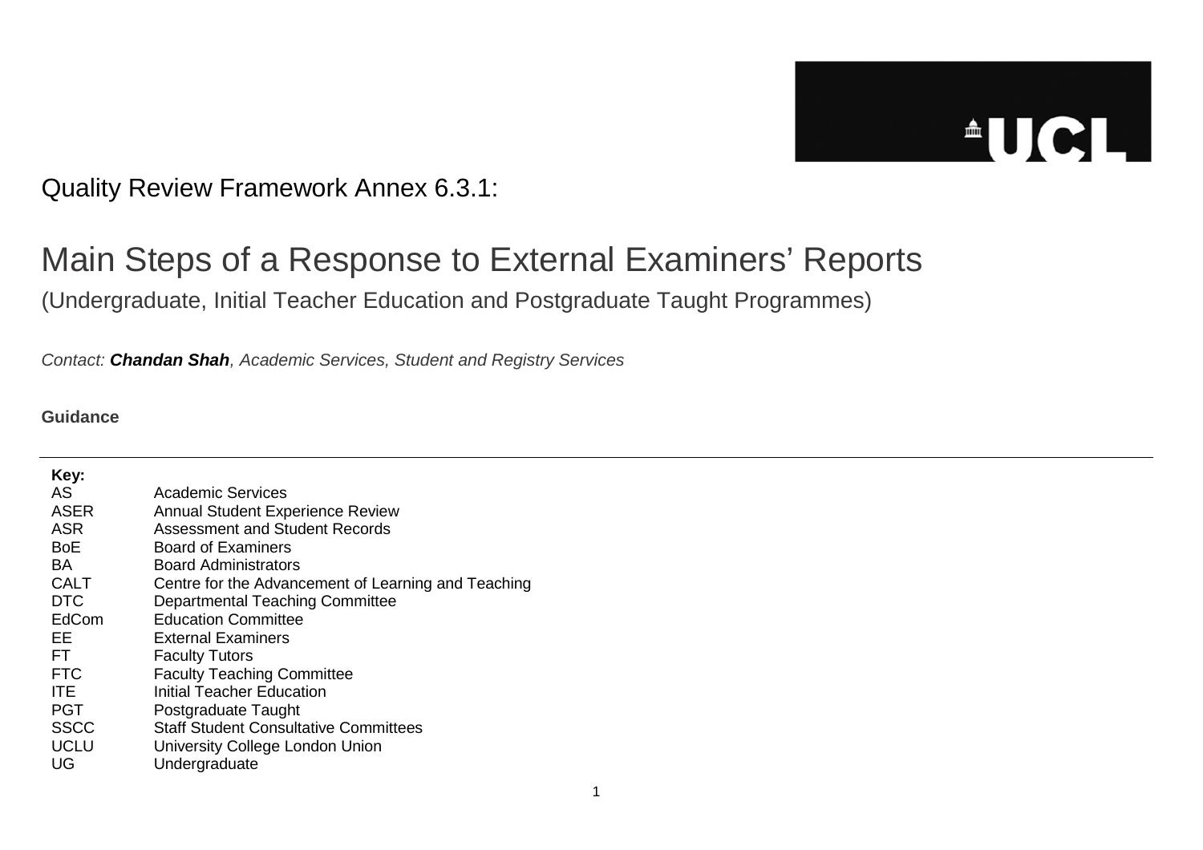Quality Review Framework Annex 6.3.1:

# Main Steps of a Response to External Examiners' Reports

(Undergraduate, Initial Teacher Education and Postgraduate Taught Programmes)

*Contact: **Chandan Shah**, Academic Services, Student and Registry Services*

**Guidance**

---

**Key:**

| | |
|---|---|
| AS | Academic Services |
| ASER | Annual Student Experience Review |
| ASR | Assessment and Student Records |
| BoE | Board of Examiners |
| BA | Board Administrators |
| CALT | Centre for the Advancement of Learning and Teaching |
| DTC | Departmental Teaching Committee |
| EdCom | Education Committee |
| EE | External Examiners |
| FT | Faculty Tutors |
| FTC | Faculty Teaching Committee |
| ITE | Initial Teacher Education |
| PGT | Postgraduate Taught |
| SSCC | Staff Student Consultative Committees |
| UCLU | University College London Union |
| UG | Undergraduate |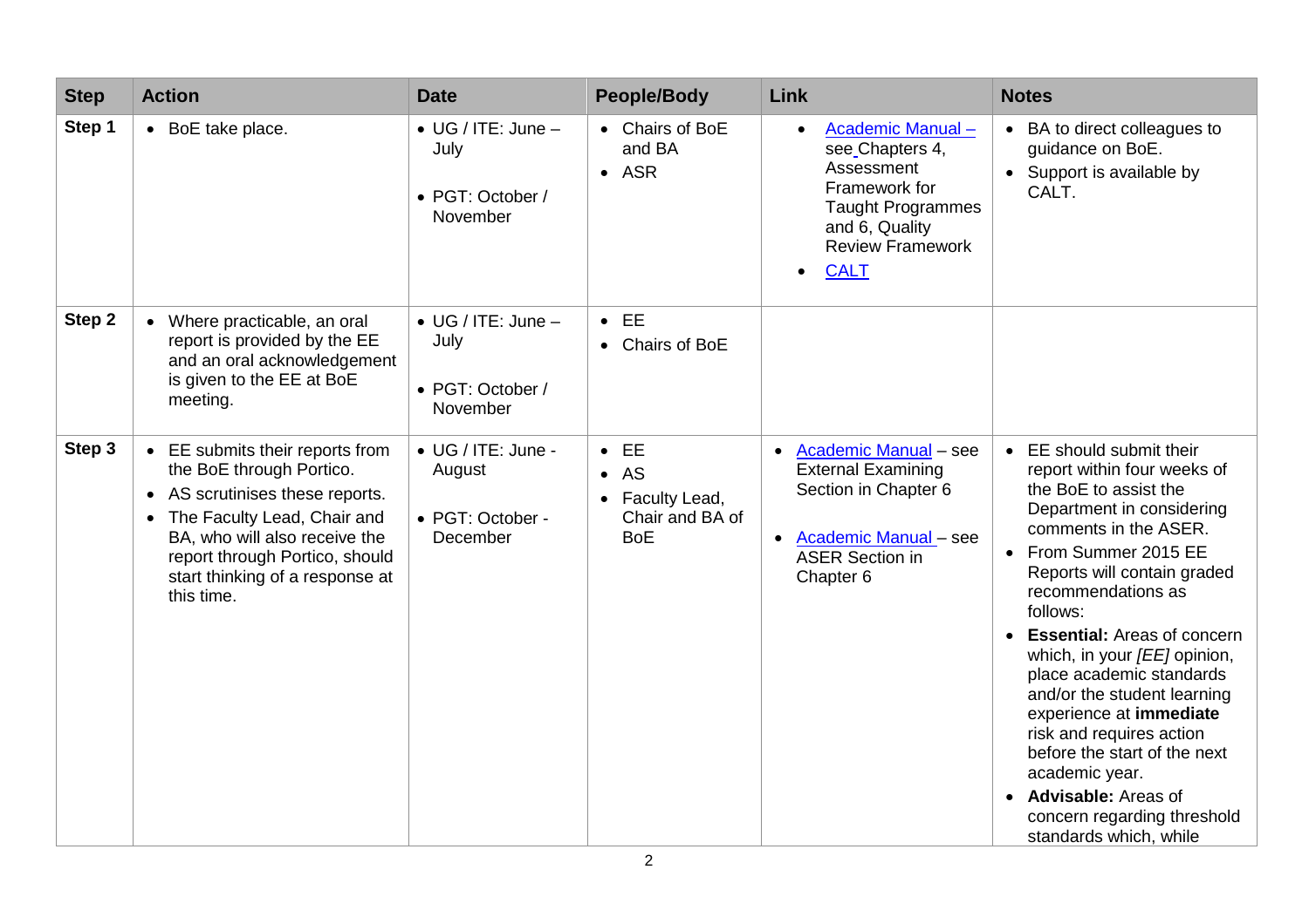| Step | Action | Date | People/Body | Link | Notes |
| --- | --- | --- | --- | --- | --- |
| Step 1 | • BoE take place. | • UG / ITE: June – July<br><br>• PGT: October / November | • Chairs of BoE and BA<br>• ASR | • Academic Manual – see Chapters 4, Assessment Framework for Taught Programmes and 6, Quality Review Framework<br>• CALT | • BA to direct colleagues to guidance on BoE.<br>• Support is available by CALT. |
| Step 2 | • Where practicable, an oral report is provided by the EE and an oral acknowledgement is given to the EE at BoE meeting. | • UG / ITE: June – July<br><br>• PGT: October / November | • EE<br>• Chairs of BoE | | |
| Step 3 | • EE submits their reports from the BoE through Portico.<br>• AS scrutinises these reports.<br>• The Faculty Lead, Chair and BA, who will also receive the report through Portico, should start thinking of a response at this time. | • UG / ITE: June - August<br><br>• PGT: October - December | • EE<br>• AS<br>• Faculty Lead, Chair and BA of BoE | • Academic Manual – see External Examining Section in Chapter 6<br><br>• Academic Manual – see ASER Section in Chapter 6 | • EE should submit their report within four weeks of the BoE to assist the Department in considering comments in the ASER.<br>• From Summer 2015 EE Reports will contain graded recommendations as follows:<br>• **Essential:** Areas of concern which, in your *[EE]* opinion, place academic standards and/or the student learning experience at **immediate** risk and requires action before the start of the next academic year.<br>• **Advisable:** Areas of concern regarding threshold standards which, while |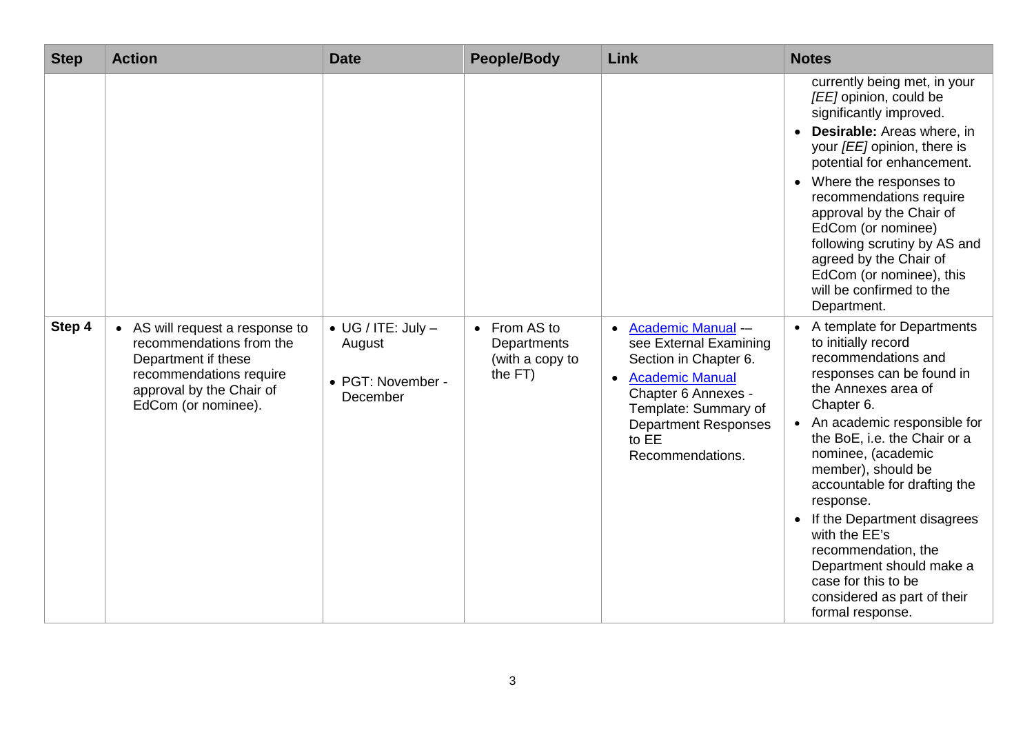| Step | Action | Date | People/Body | Link | Notes |
|---|---|---|---|---|---|
| | | | | | currently being met, in your *[EE]* opinion, could be significantly improved.<br>• **Desirable:** Areas where, in your *[EE]* opinion, there is potential for enhancement.<br>• Where the responses to recommendations require approval by the Chair of EdCom (or nominee) following scrutiny by AS and agreed by the Chair of EdCom (or nominee), this will be confirmed to the Department. |
| **Step 4** | • AS will request a response to recommendations from the Department if these recommendations require approval by the Chair of EdCom (or nominee). | • UG / ITE: July – August<br>• PGT: November - December | • From AS to Departments (with a copy to the FT) | • Academic Manual –- see External Examining Section in Chapter 6.<br>• Academic Manual Chapter 6 Annexes - Template: Summary of Department Responses to EE Recommendations. | • A template for Departments to initially record recommendations and responses can be found in the Annexes area of Chapter 6.<br>• An academic responsible for the BoE, i.e. the Chair or a nominee, (academic member), should be accountable for drafting the response.<br>• If the Department disagrees with the EE's recommendation, the Department should make a case for this to be considered as part of their formal response. |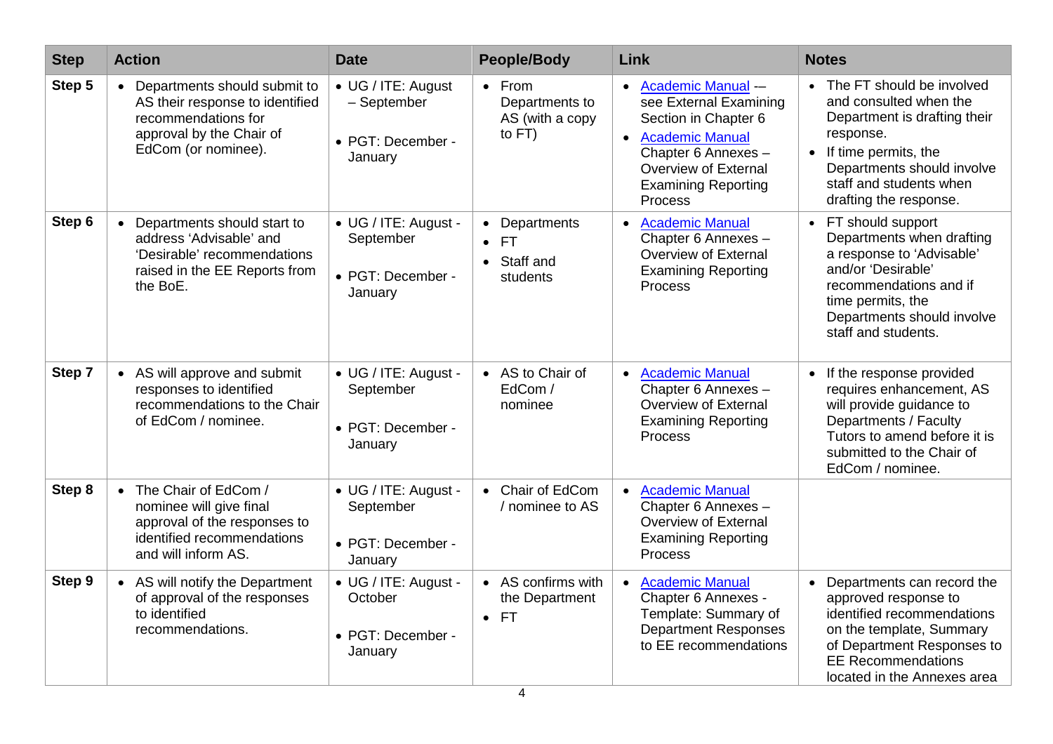| Step | Action | Date | People/Body | Link | Notes |
|---|---|---|---|---|---|
| **Step 5** | • Departments should submit to AS their response to identified recommendations for approval by the Chair of EdCom (or nominee). | • UG / ITE: August – September<br><br>• PGT: December - January | • From Departments to AS (with a copy to FT) | • Academic Manual -– see External Examining Section in Chapter 6<br>• Academic Manual Chapter 6 Annexes – Overview of External Examining Reporting Process | • The FT should be involved and consulted when the Department is drafting their response.<br>• If time permits, the Departments should involve staff and students when drafting the response. |
| **Step 6** | • Departments should start to address 'Advisable' and 'Desirable' recommendations raised in the EE Reports from the BoE. | • UG / ITE: August - September<br><br>• PGT: December - January | • Departments<br>• FT<br>• Staff and students | • Academic Manual Chapter 6 Annexes – Overview of External Examining Reporting Process | • FT should support Departments when drafting a response to 'Advisable' and/or 'Desirable' recommendations and if time permits, the Departments should involve staff and students. |
| **Step 7** | • AS will approve and submit responses to identified recommendations to the Chair of EdCom / nominee. | • UG / ITE: August - September<br><br>• PGT: December - January | • AS to Chair of EdCom / nominee | • Academic Manual Chapter 6 Annexes – Overview of External Examining Reporting Process | • If the response provided requires enhancement, AS will provide guidance to Departments / Faculty Tutors to amend before it is submitted to the Chair of EdCom / nominee. |
| **Step 8** | • The Chair of EdCom / nominee will give final approval of the responses to identified recommendations and will inform AS. | • UG / ITE: August - September<br><br>• PGT: December - January | • Chair of EdCom / nominee to AS | • Academic Manual Chapter 6 Annexes – Overview of External Examining Reporting Process | |
| **Step 9** | • AS will notify the Department of approval of the responses to identified recommendations. | • UG / ITE: August - October<br><br>• PGT: December - January | • AS confirms with the Department<br>• FT | • Academic Manual Chapter 6 Annexes - Template: Summary of Department Responses to EE recommendations | • Departments can record the approved response to identified recommendations on the template, Summary of Department Responses to EE Recommendations located in the Annexes area |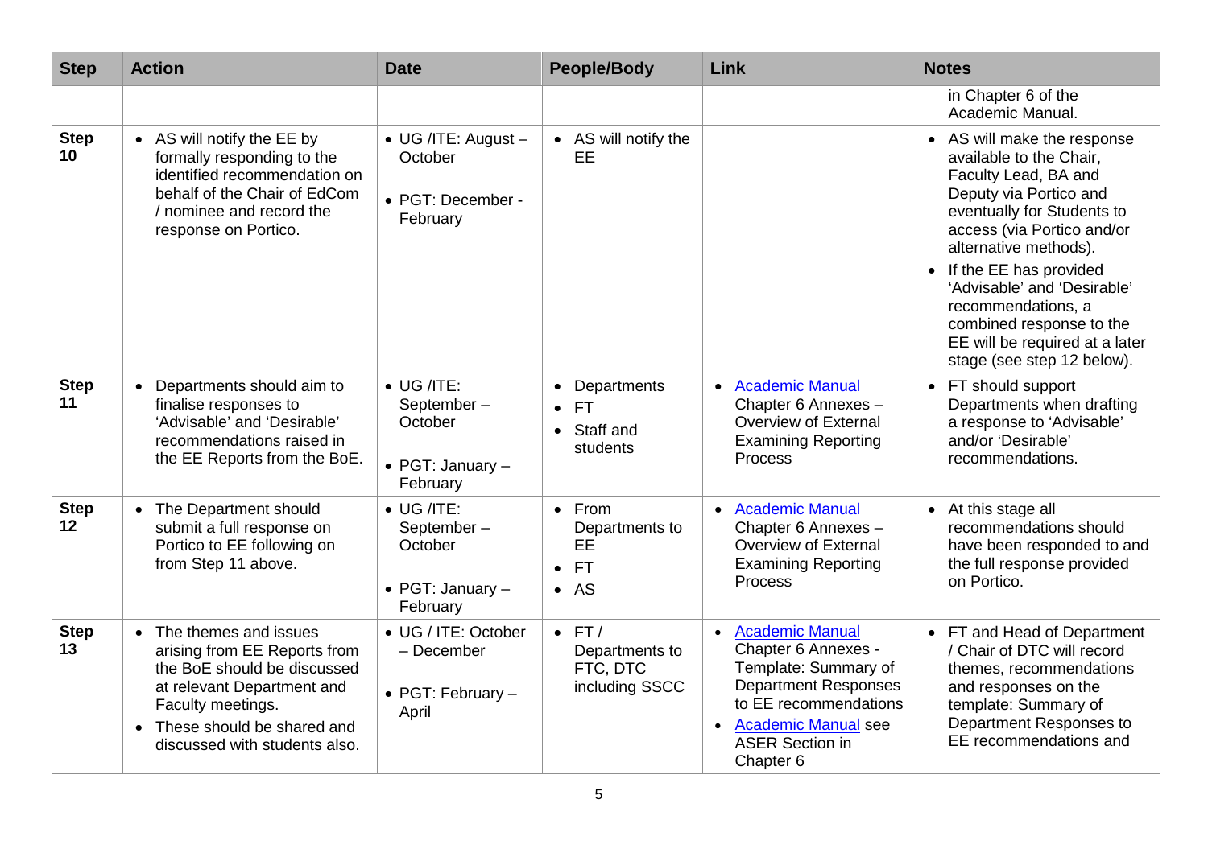| Step | Action | Date | People/Body | Link | Notes |
|---|---|---|---|---|---|
| | | | | | in Chapter 6 of the Academic Manual. |
| **Step 10** | • AS will notify the EE by formally responding to the identified recommendation on behalf of the Chair of EdCom / nominee and record the response on Portico. | • UG /ITE: August – October<br>• PGT: December - February | • AS will notify the EE | | • AS will make the response available to the Chair, Faculty Lead, BA and Deputy via Portico and eventually for Students to access (via Portico and/or alternative methods).<br>• If the EE has provided 'Advisable' and 'Desirable' recommendations, a combined response to the EE will be required at a later stage (see step 12 below). |
| **Step 11** | • Departments should aim to finalise responses to 'Advisable' and 'Desirable' recommendations raised in the EE Reports from the BoE. | • UG /ITE: September – October<br>• PGT: January – February | • Departments<br>• FT<br>• Staff and students | • Academic Manual Chapter 6 Annexes – Overview of External Examining Reporting Process | • FT should support Departments when drafting a response to 'Advisable' and/or 'Desirable' recommendations. |
| **Step 12** | • The Department should submit a full response on Portico to EE following on from Step 11 above. | • UG /ITE: September – October<br>• PGT: January – February | • From Departments to EE<br>• FT<br>• AS | • Academic Manual Chapter 6 Annexes – Overview of External Examining Reporting Process | • At this stage all recommendations should have been responded to and the full response provided on Portico. |
| **Step 13** | • The themes and issues arising from EE Reports from the BoE should be discussed at relevant Department and Faculty meetings.<br>• These should be shared and discussed with students also. | • UG / ITE: October – December<br>• PGT: February – April | • FT / Departments to FTC, DTC including SSCC | • Academic Manual Chapter 6 Annexes - Template: Summary of Department Responses to EE recommendations<br>• Academic Manual see ASER Section in Chapter 6 | • FT and Head of Department / Chair of DTC will record themes, recommendations and responses on the template: Summary of Department Responses to EE recommendations and |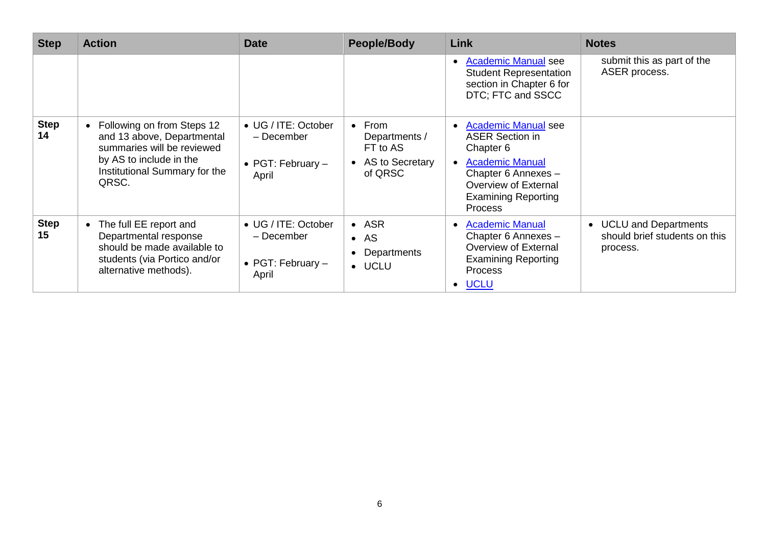| Step | Action | Date | People/Body | Link | Notes |
|---|---|---|---|---|---|
| | | | | • Academic Manual see Student Representation section in Chapter 6 for DTC; FTC and SSCC | submit this as part of the ASER process. |
| **Step 14** | • Following on from Steps 12 and 13 above, Departmental summaries will be reviewed by AS to include in the Institutional Summary for the QRSC. | • UG / ITE: October – December<br>• PGT: February – April | • From Departments / FT to AS<br>• AS to Secretary of QRSC | • Academic Manual see ASER Section in Chapter 6<br>• Academic Manual Chapter 6 Annexes – Overview of External Examining Reporting Process | |
| **Step 15** | • The full EE report and Departmental response should be made available to students (via Portico and/or alternative methods). | • UG / ITE: October – December<br>• PGT: February – April | • ASR<br>• AS<br>• Departments<br>• UCLU | • Academic Manual Chapter 6 Annexes – Overview of External Examining Reporting Process<br>• UCLU | • UCLU and Departments should brief students on this process. |